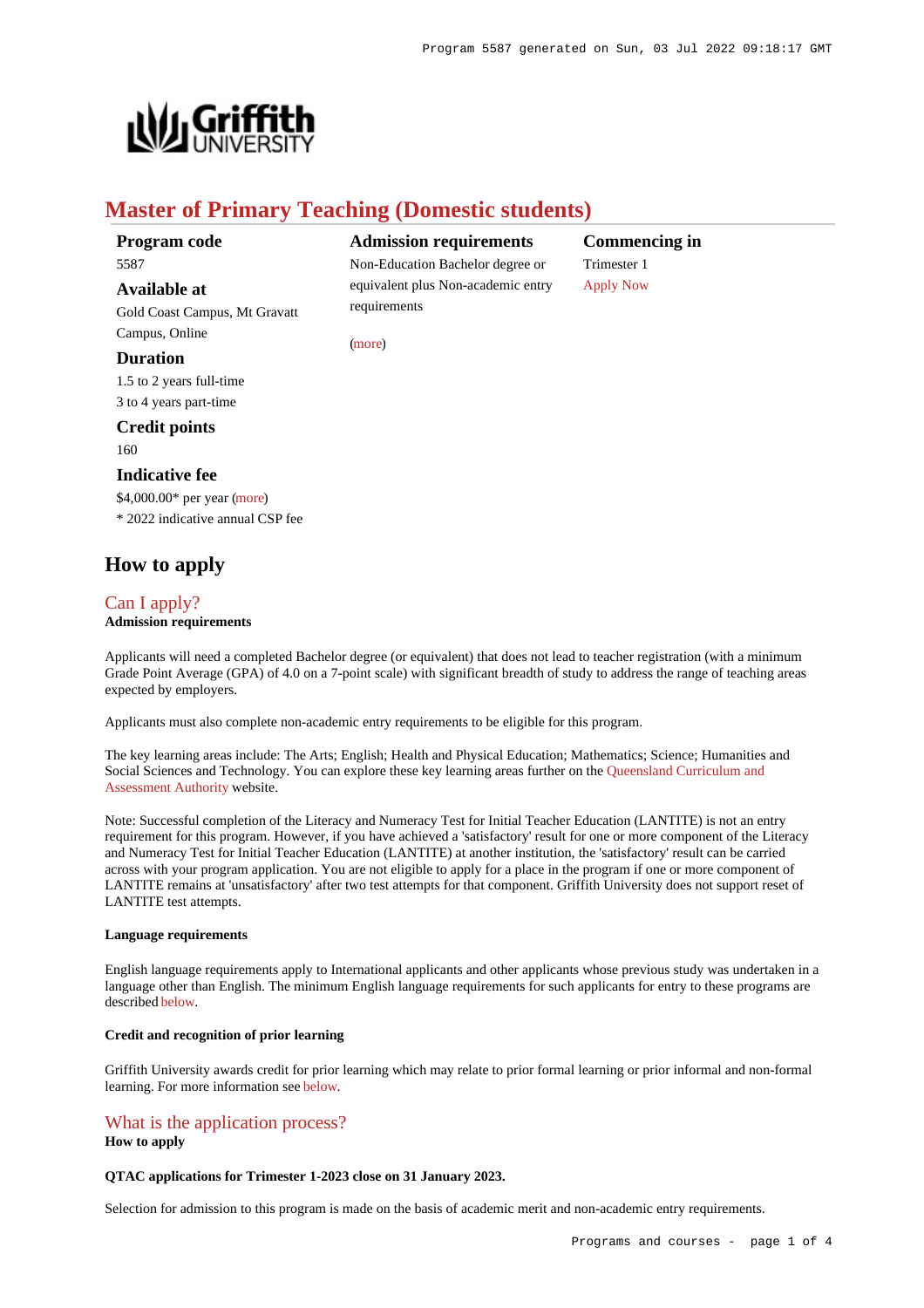# Master of Primary Teaching (Domestic students)

**Program code**
5587

**Available at**
Gold Coast Campus, Mt Gravatt Campus, Online

**Duration**
1.5 to 2 years full-time
3 to 4 years part-time

**Credit points**
160

**Indicative fee**
$4,000.00* per year (more)
* 2022 indicative annual CSP fee

**Admission requirements**
Non-Education Bachelor degree or equivalent plus Non-academic entry requirements

(more)

**Commencing in**
Trimester 1
Apply Now

## How to apply

### Can I apply?

**Admission requirements**

Applicants will need a completed Bachelor degree (or equivalent) that does not lead to teacher registration (with a minimum Grade Point Average (GPA) of 4.0 on a 7-point scale) with significant breadth of study to address the range of teaching areas expected by employers.

Applicants must also complete non-academic entry requirements to be eligible for this program.

The key learning areas include: The Arts; English; Health and Physical Education; Mathematics; Science; Humanities and Social Sciences and Technology. You can explore these key learning areas further on the Queensland Curriculum and Assessment Authority website.

Note: Successful completion of the Literacy and Numeracy Test for Initial Teacher Education (LANTITE) is not an entry requirement for this program. However, if you have achieved a 'satisfactory' result for one or more component of the Literacy and Numeracy Test for Initial Teacher Education (LANTITE) at another institution, the 'satisfactory' result can be carried across with your program application. You are not eligible to apply for a place in the program if one or more component of LANTITE remains at 'unsatisfactory' after two test attempts for that component. Griffith University does not support reset of LANTITE test attempts.

**Language requirements**

English language requirements apply to International applicants and other applicants whose previous study was undertaken in a language other than English. The minimum English language requirements for such applicants for entry to these programs are described below.

**Credit and recognition of prior learning**

Griffith University awards credit for prior learning which may relate to prior formal learning or prior informal and non-formal learning. For more information see below.

### What is the application process?

**How to apply**

**QTAC applications for Trimester 1-2023 close on 31 January 2023.**

Selection for admission to this program is made on the basis of academic merit and non-academic entry requirements.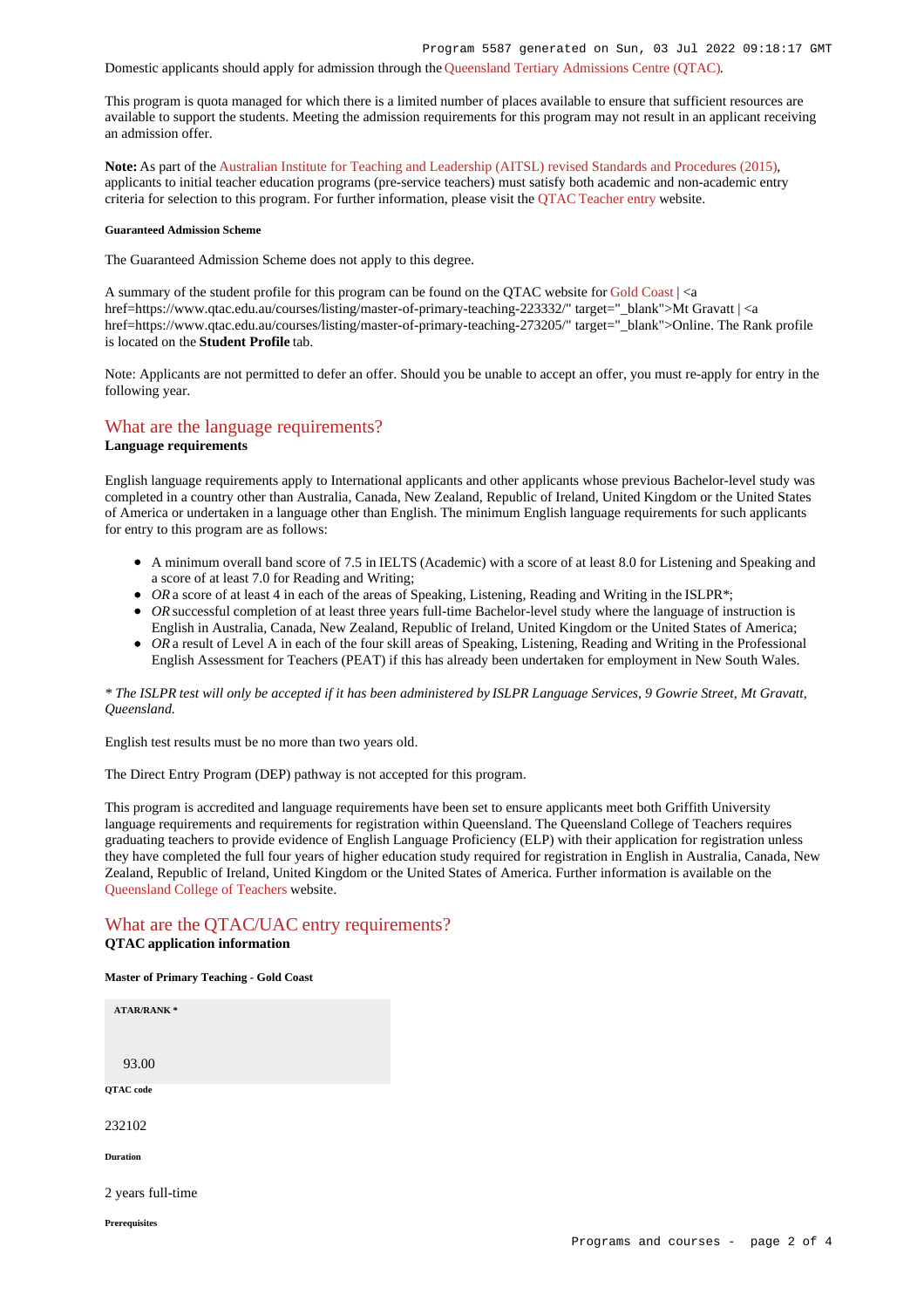Domestic applicants should apply for admission through the Queensland Tertiary Admissions Centre (QTAC).

This program is quota managed for which there is a limited number of places available to ensure that sufficient resources are available to support the students. Meeting the admission requirements for this program may not result in an applicant receiving an admission offer.

**Note:** As part of the Australian Institute for Teaching and Leadership (AITSL) revised Standards and Procedures (2015), applicants to initial teacher education programs (pre-service teachers) must satisfy both academic and non-academic entry criteria for selection to this program. For further information, please visit the QTAC Teacher entry website.

##### Guaranteed Admission Scheme

The Guaranteed Admission Scheme does not apply to this degree.

A summary of the student profile for this program can be found on the QTAC website for Gold Coast | <a href=https://www.qtac.edu.au/courses/listing/master-of-primary-teaching-223332/" target="_blank">Mt Gravatt | <a href=https://www.qtac.edu.au/courses/listing/master-of-primary-teaching-273205/" target="_blank">Online. The Rank profile is located on the **Student Profile** tab.

Note: Applicants are not permitted to defer an offer. Should you be unable to accept an offer, you must re-apply for entry in the following year.

## What are the language requirements?

**Language requirements**

English language requirements apply to International applicants and other applicants whose previous Bachelor-level study was completed in a country other than Australia, Canada, New Zealand, Republic of Ireland, United Kingdom or the United States of America or undertaken in a language other than English. The minimum English language requirements for such applicants for entry to this program are as follows:

- A minimum overall band score of 7.5 in IELTS (Academic) with a score of at least 8.0 for Listening and Speaking and a score of at least 7.0 for Reading and Writing;
- *OR* a score of at least 4 in each of the areas of Speaking, Listening, Reading and Writing in the ISLPR*;
- *OR* successful completion of at least three years full-time Bachelor-level study where the language of instruction is English in Australia, Canada, New Zealand, Republic of Ireland, United Kingdom or the United States of America;
- *OR* a result of Level A in each of the four skill areas of Speaking, Listening, Reading and Writing in the Professional English Assessment for Teachers (PEAT) if this has already been undertaken for employment in New South Wales.

*\* The ISLPR test will only be accepted if it has been administered by ISLPR Language Services, 9 Gowrie Street, Mt Gravatt, Queensland.*

English test results must be no more than two years old.

The Direct Entry Program (DEP) pathway is not accepted for this program.

This program is accredited and language requirements have been set to ensure applicants meet both Griffith University language requirements and requirements for registration within Queensland. The Queensland College of Teachers requires graduating teachers to provide evidence of English Language Proficiency (ELP) with their application for registration unless they have completed the full four years of higher education study required for registration in English in Australia, Canada, New Zealand, Republic of Ireland, United Kingdom or the United States of America. Further information is available on the Queensland College of Teachers website.

## What are the QTAC/UAC entry requirements?

**QTAC application information**

##### Master of Primary Teaching - Gold Coast

**ATAR/RANK ***

93.00

**QTAC code**

232102

**Duration**

2 years full-time

**Prerequisites**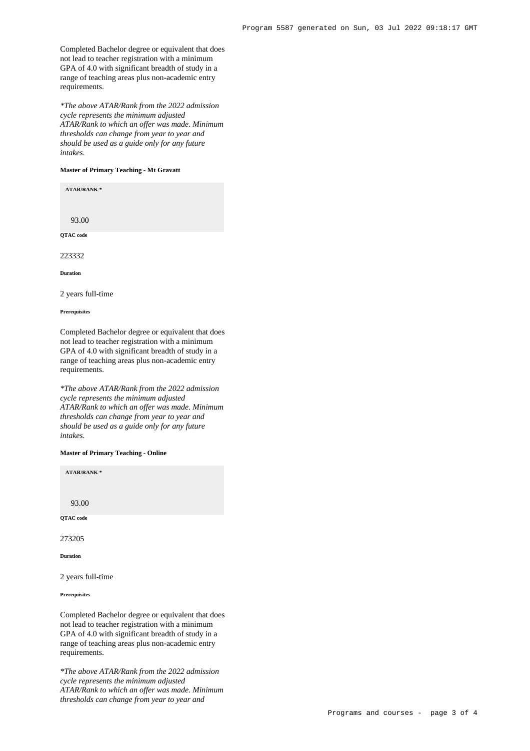Completed Bachelor degree or equivalent that does not lead to teacher registration with a minimum GPA of 4.0 with significant breadth of study in a range of teaching areas plus non-academic entry requirements.

*\*The above ATAR/Rank from the 2022 admission cycle represents the minimum adjusted ATAR/Rank to which an offer was made. Minimum thresholds can change from year to year and should be used as a guide only for any future intakes.*

#### Master of Primary Teaching - Mt Gravatt

**ATAR/RANK \***

93.00

**QTAC code**

223332

**Duration**

2 years full-time

**Prerequisites**

Completed Bachelor degree or equivalent that does not lead to teacher registration with a minimum GPA of 4.0 with significant breadth of study in a range of teaching areas plus non-academic entry requirements.

*\*The above ATAR/Rank from the 2022 admission cycle represents the minimum adjusted ATAR/Rank to which an offer was made. Minimum thresholds can change from year to year and should be used as a guide only for any future intakes.*

#### Master of Primary Teaching - Online

**ATAR/RANK \***

93.00

**QTAC code**

273205

**Duration**

2 years full-time

**Prerequisites**

Completed Bachelor degree or equivalent that does not lead to teacher registration with a minimum GPA of 4.0 with significant breadth of study in a range of teaching areas plus non-academic entry requirements.

*\*The above ATAR/Rank from the 2022 admission cycle represents the minimum adjusted ATAR/Rank to which an offer was made. Minimum thresholds can change from year to year and*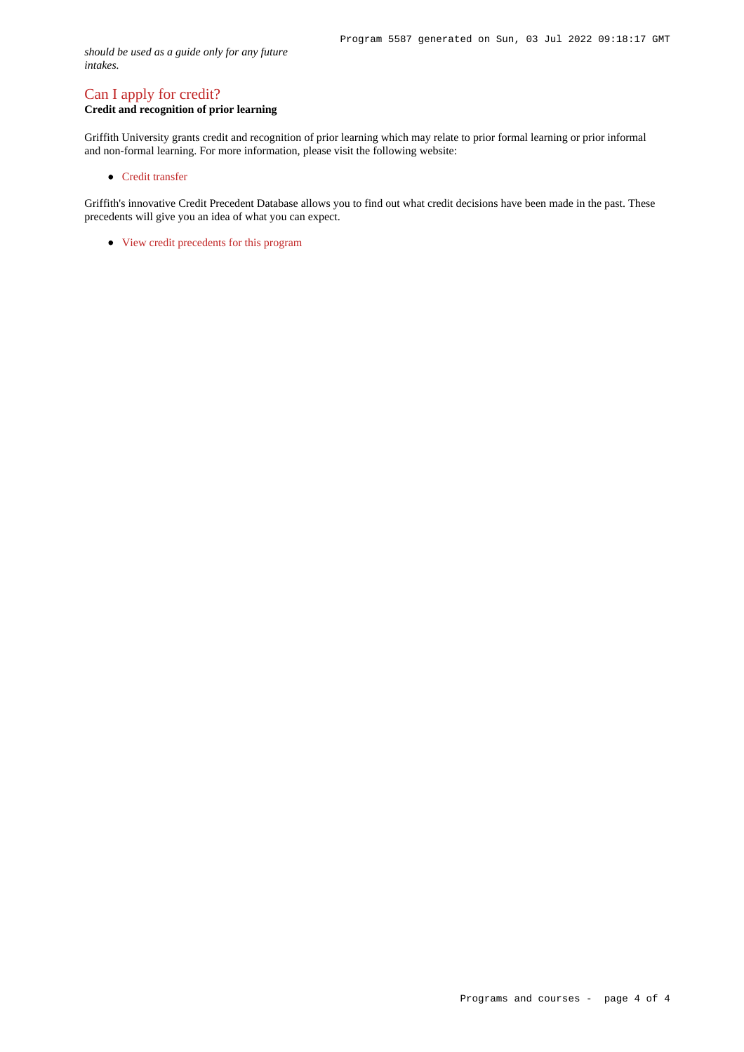*should be used as a guide only for any future intakes.*

## Can I apply for credit?

**Credit and recognition of prior learning**

Griffith University grants credit and recognition of prior learning which may relate to prior formal learning or prior informal and non-formal learning. For more information, please visit the following website:

- Credit transfer

Griffith's innovative Credit Precedent Database allows you to find out what credit decisions have been made in the past. These precedents will give you an idea of what you can expect.

- View credit precedents for this program